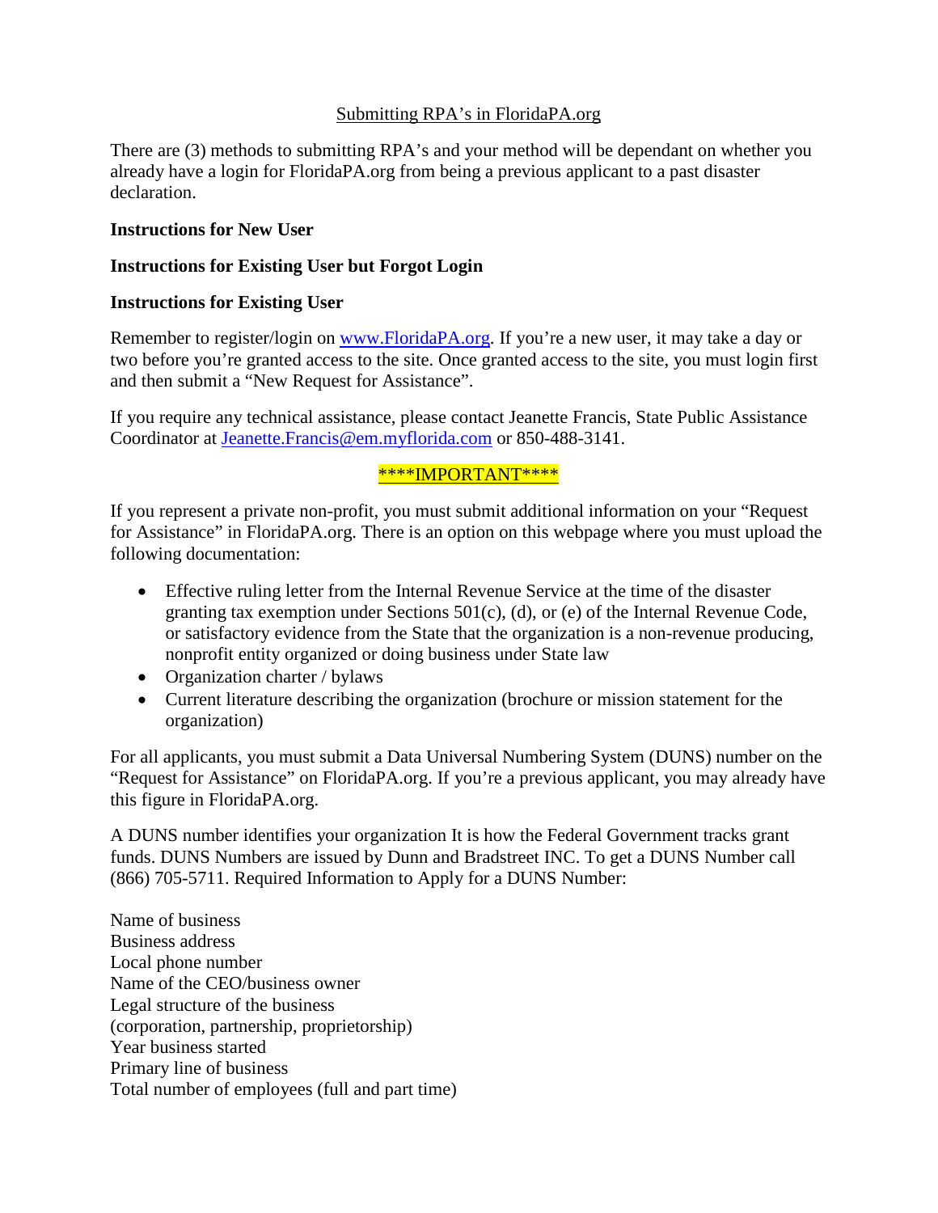Submitting RPA's in FloridaPA.org

There are (3) methods to submitting RPA's and your method will be dependant on whether you already have a login for FloridaPA.org from being a previous applicant to a past disaster declaration.

**Instructions for New User**

**Instructions for Existing User but Forgot Login**

**Instructions for Existing User**

Remember to register/login on [www.FloridaPA.org](http://www.FloridaPA.org). If you're a new user, it may take a day or two before you're granted access to the site. Once granted access to the site, you must login first and then submit a "New Request for Assistance".

If you require any technical assistance, please contact Jeanette Francis, State Public Assistance Coordinator at [Jeanette.Francis@em.myflorida.com](mailto:Jeanette.Francis@em.myflorida.com) or 850-488-3141.

****IMPORTANT****

If you represent a private non-profit, you must submit additional information on your "Request for Assistance" in FloridaPA.org. There is an option on this webpage where you must upload the following documentation:

- Effective ruling letter from the Internal Revenue Service at the time of the disaster granting tax exemption under Sections 501(c), (d), or (e) of the Internal Revenue Code, or satisfactory evidence from the State that the organization is a non-revenue producing, nonprofit entity organized or doing business under State law
- Organization charter / bylaws
- Current literature describing the organization (brochure or mission statement for the organization)

For all applicants, you must submit a Data Universal Numbering System (DUNS) number on the "Request for Assistance" on FloridaPA.org. If you're a previous applicant, you may already have this figure in FloridaPA.org.

A DUNS number identifies your organization It is how the Federal Government tracks grant funds. DUNS Numbers are issued by Dunn and Bradstreet INC. To get a DUNS Number call (866) 705-5711. Required Information to Apply for a DUNS Number:

Name of business
Business address
Local phone number
Name of the CEO/business owner
Legal structure of the business
(corporation, partnership, proprietorship)
Year business started
Primary line of business
Total number of employees (full and part time)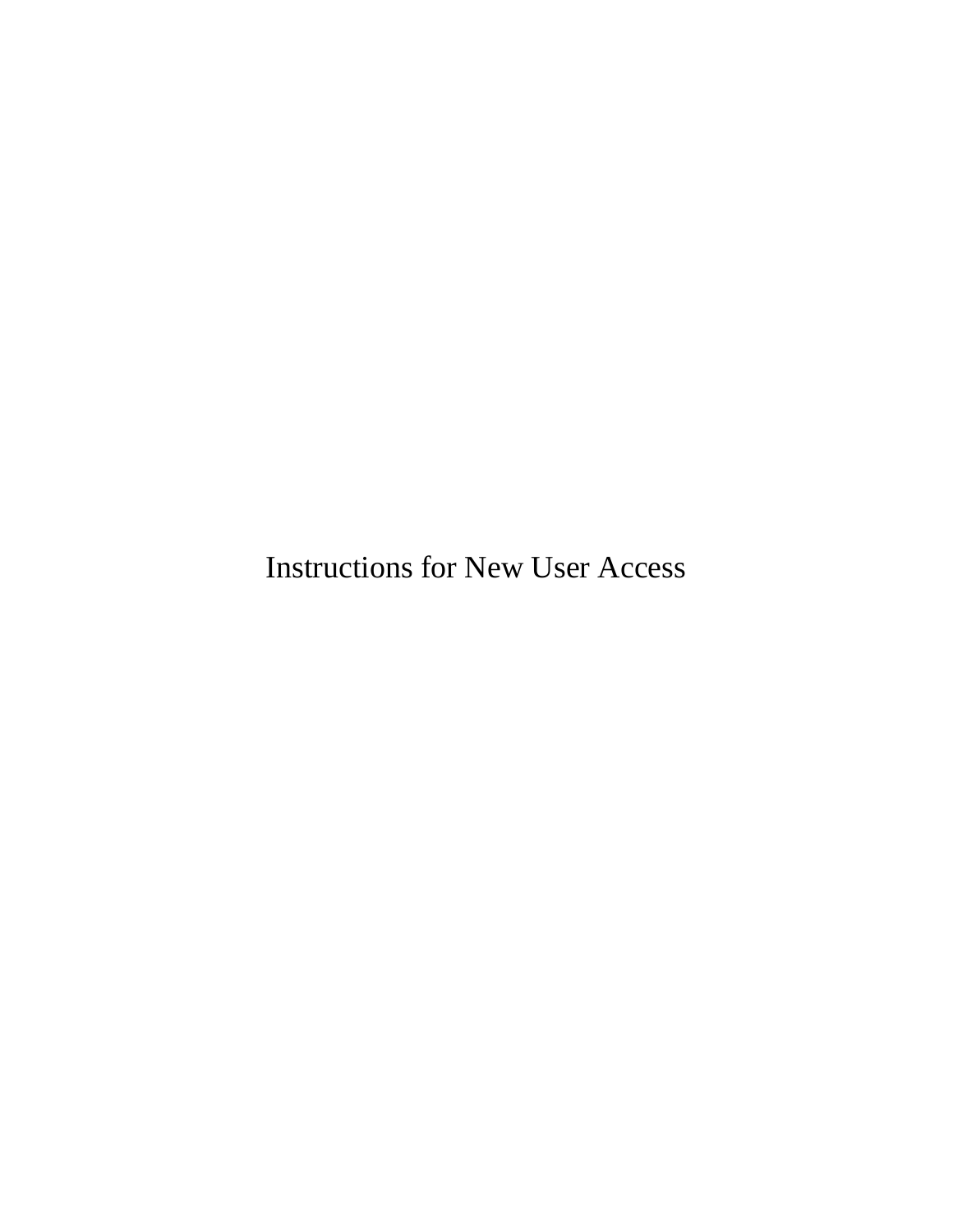# Instructions for New User Access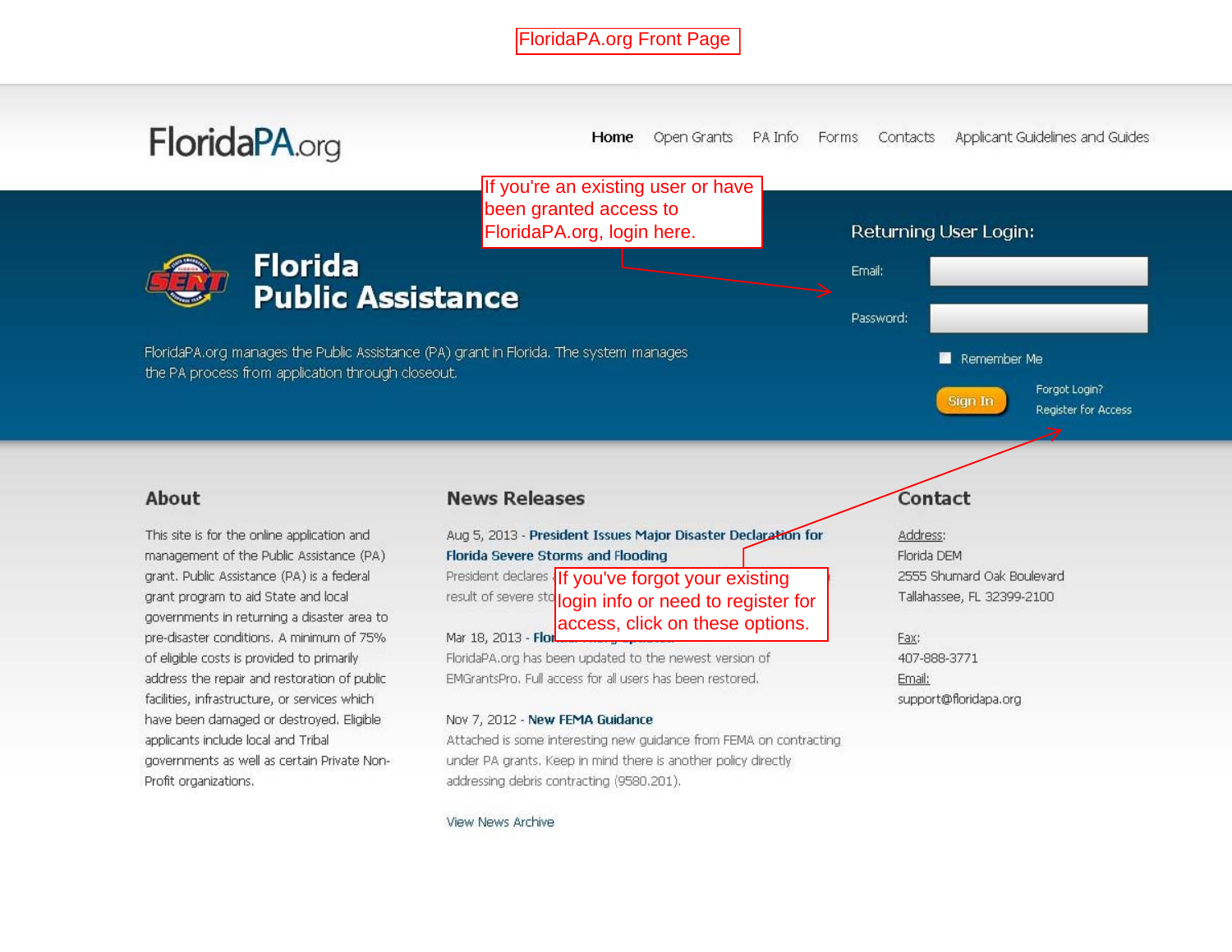FloridaPA.org Front Page

FloridaPA.org

Home | Open Grants | PA Info | Forms | Contacts | Applicant Guidelines and Guides

If you're an existing user or have been granted access to FloridaPA.org, login here.

# Florida Public Assistance

FloridaPA.org manages the Public Assistance (PA) grant in Florida. The system manages the PA process from application through closeout.

**Returning User Login:**

Email:

Password:

Remember Me

Sign In

Forgot Login?

Register for Access

If you've forgot your existing login info or need to register for access, click on these options.

## About

This site is for the online application and management of the Public Assistance (PA) grant. Public Assistance (PA) is a federal grant program to aid State and local governments in returning a disaster area to pre-disaster conditions. A minimum of 75% of eligible costs is provided to primarily address the repair and restoration of public facilities, infrastructure, or services which have been damaged or destroyed. Eligible applicants include local and Tribal governments as well as certain Private Non-Profit organizations.

## News Releases

Aug 5, 2013 - **President Issues Major Disaster Declaration for Florida Severe Storms and Flooding**

President declares ... result of severe sto...

Mar 18, 2013 - **Flo...**

FloridaPA.org has been updated to the newest version of EMGrantsPro. Full access for all users has been restored.

Nov 7, 2012 - **New FEMA Guidance**

Attached is some interesting new guidance from FEMA on contracting under PA grants. Keep in mind there is another policy directly addressing debris contracting (9580.201).

View News Archive

## Contact

Address:

Florida DEM

2555 Shumard Oak Boulevard

Tallahassee, FL 32399-2100

Fax:

407-888-3771

Email:

support@floridapa.org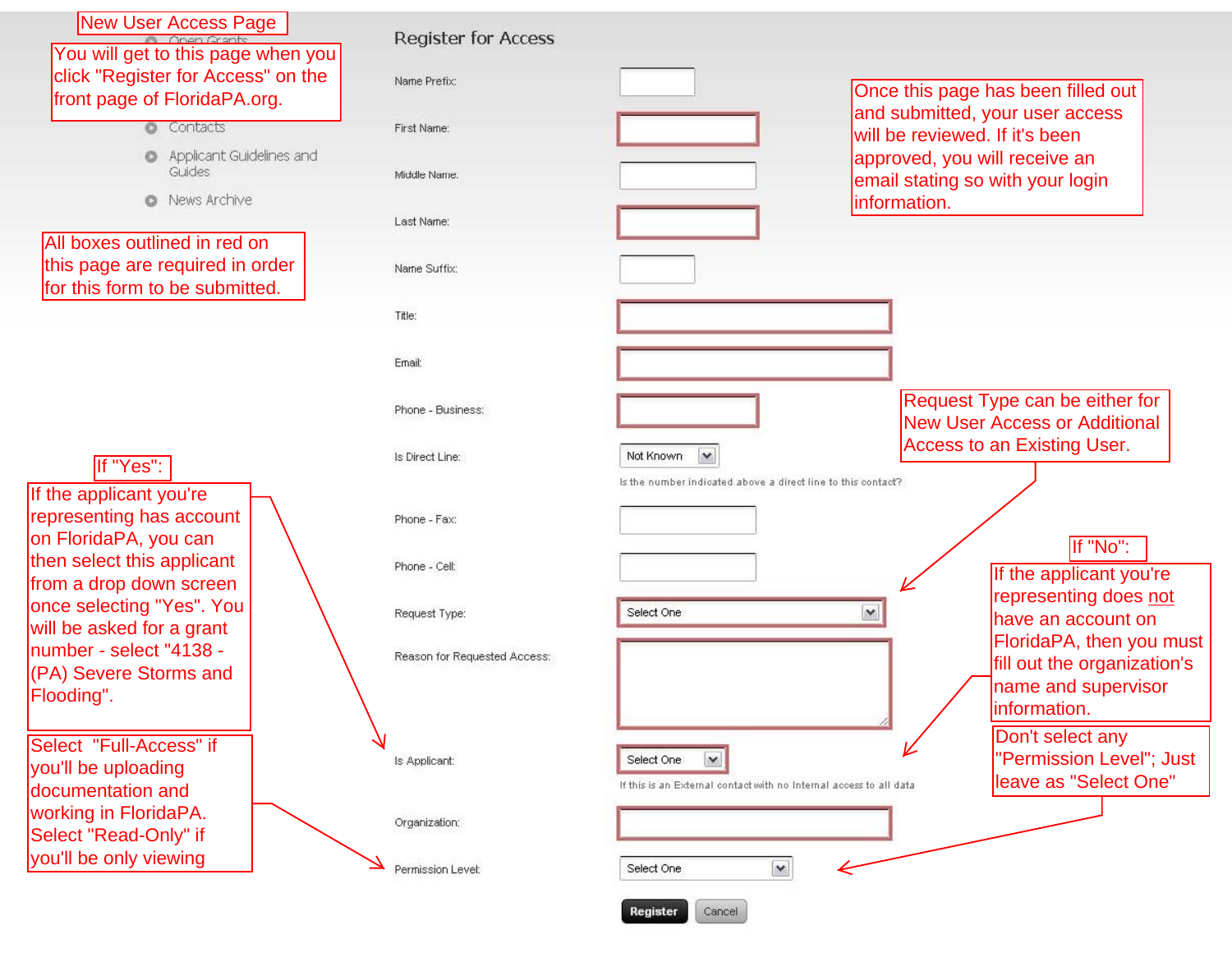# New User Access Page

You will get to this page when you click "Register for Access" on the front page of FloridaPA.org.

- Open Grants
- Contacts
- Applicant Guidelines and Guides
- News Archive

All boxes outlined in red on this page are required in order for this form to be submitted.

## Register for Access

Name Prefix:

First Name:

Middle Name:

Last Name:

Name Suffix:

Title:

Email:

Phone - Business:

Is Direct Line: Not Known

Is the number indicated above a direct line to this contact?

Phone - Fax:

Phone - Cell:

Request Type: Select One

Reason for Requested Access:

Is Applicant: Select One

If this is an External contact with no Internal access to all data

Organization:

Permission Level: Select One

Register | Cancel

Once this page has been filled out and submitted, your user access will be reviewed. If it's been approved, you will receive an email stating so with your login information.

Request Type can be either for New User Access or Additional Access to an Existing User.

**If "Yes":**

If the applicant you're representing has account on FloridaPA, you can then select this applicant from a drop down screen once selecting "Yes". You will be asked for a grant number - select "4138 - (PA) Severe Storms and Flooding".

**If "No":**

If the applicant you're representing does not have an account on FloridaPA, then you must fill out the organization's name and supervisor information.

Select "Full-Access" if you'll be uploading documentation and working in FloridaPA. Select "Read-Only" if you'll be only viewing

Don't select any "Permission Level"; Just leave as "Select One"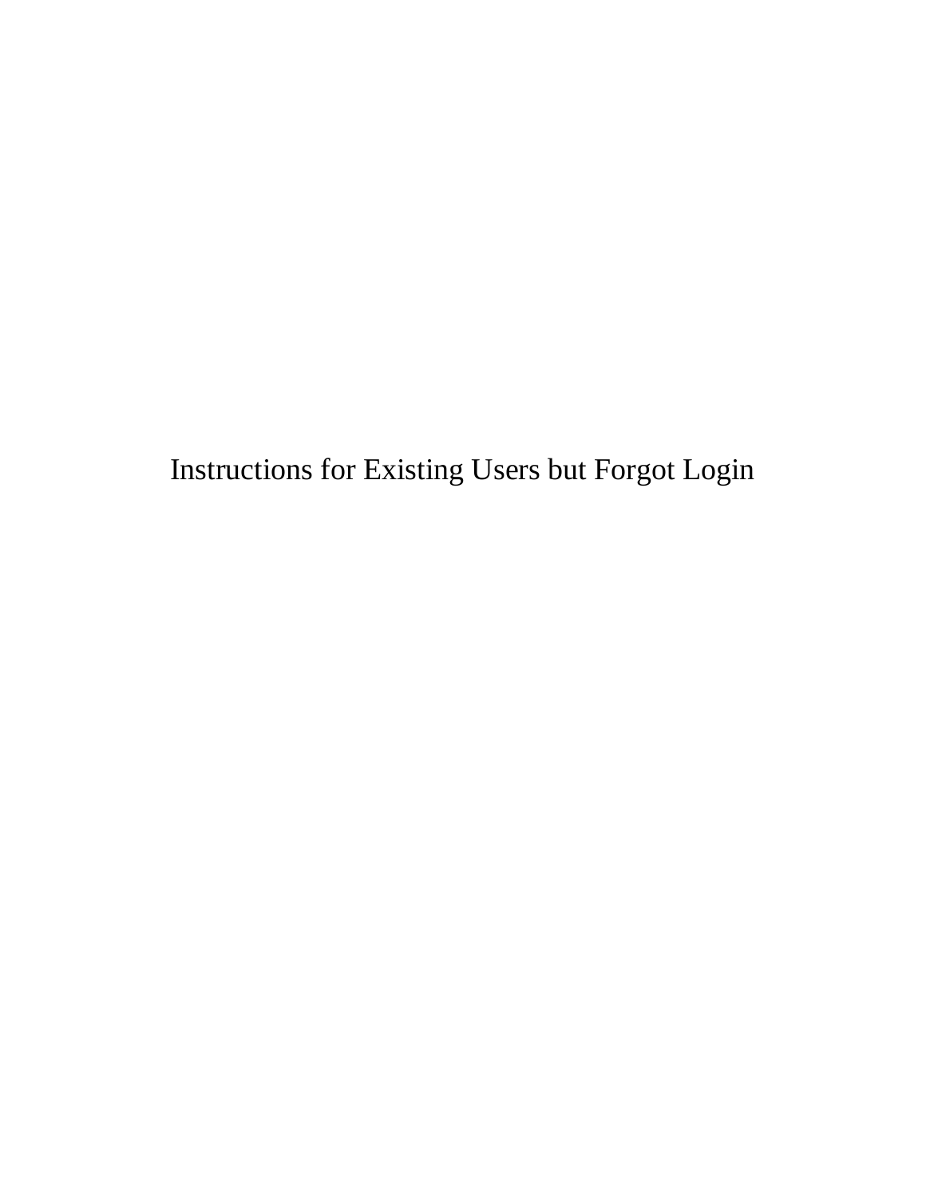# Instructions for Existing Users but Forgot Login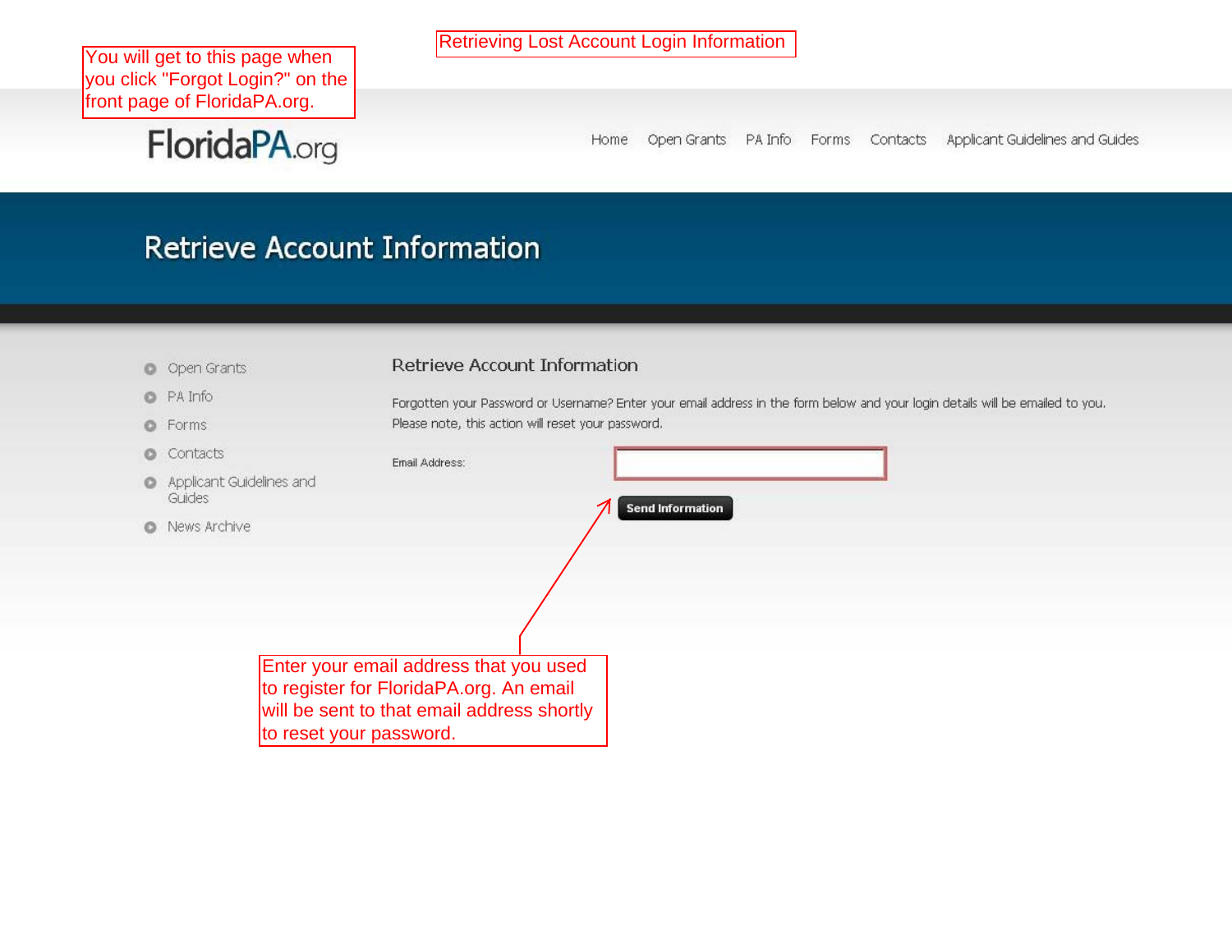# Retrieving Lost Account Login Information

You will get to this page when you click "Forgot Login?" on the front page of FloridaPA.org.

FloridaPA.org

Home | Open Grants | PA Info | Forms | Contacts | Applicant Guidelines and Guides

## Retrieve Account Information

- Open Grants
- PA Info
- Forms
- Contacts
- Applicant Guidelines and Guides
- News Archive

### Retrieve Account Information

Forgotten your Password or Username? Enter your email address in the form below and your login details will be emailed to you. Please note, this action will reset your password.

Email Address:

Send Information

Enter your email address that you used to register for FloridaPA.org. An email will be sent to that email address shortly to reset your password.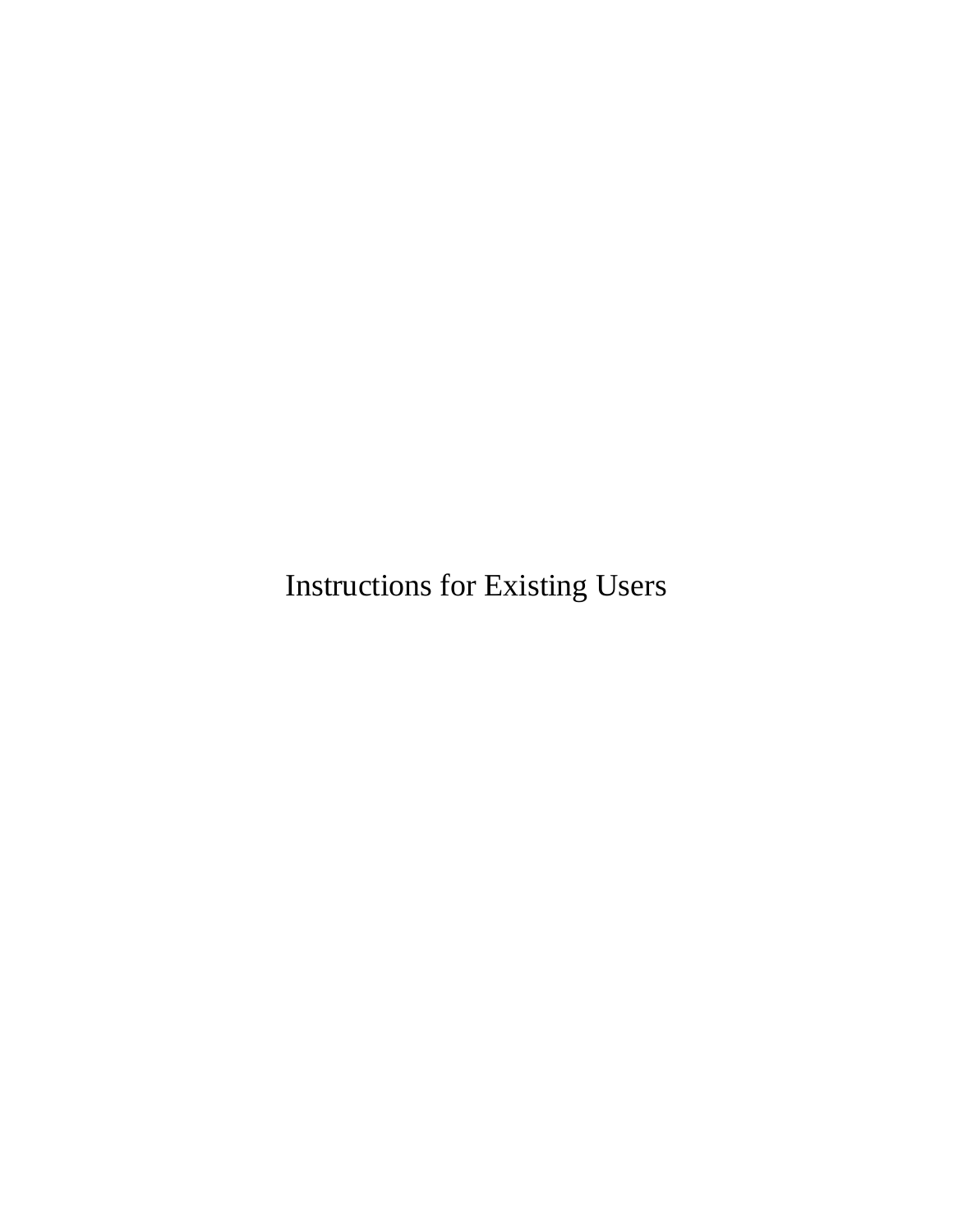# Instructions for Existing Users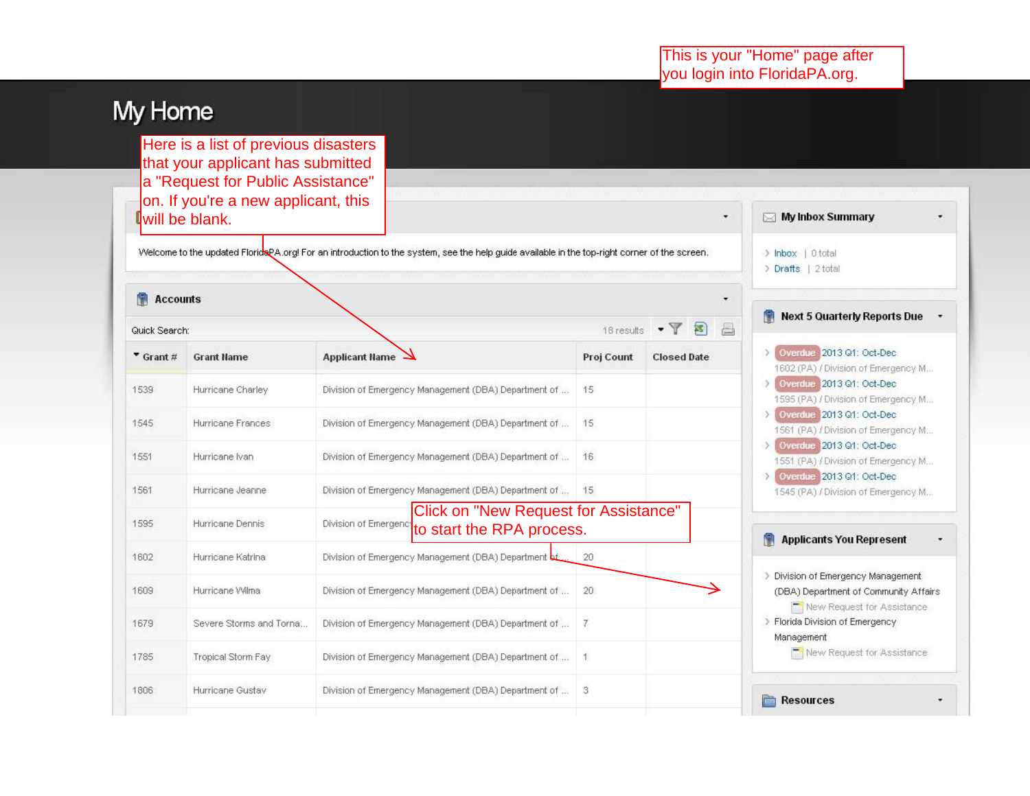This is your "Home" page after you login into FloridaPA.org.

# My Home

Here is a list of previous disasters that your applicant has submitted a "Request for Public Assistance" on. If you're a new applicant, this will be blank.

Welcome to the updated FloridaPA.org! For an introduction to the system, see the help guide available in the top-right corner of the screen.

**Accounts**

Quick Search: 18 results

| Grant # | Grant Name | Applicant Name | Proj Count | Closed Date |
|---|---|---|---|---|
| 1539 | Hurricane Charley | Division of Emergency Management (DBA) Department of ... | 15 | |
| 1545 | Hurricane Frances | Division of Emergency Management (DBA) Department of ... | 15 | |
| 1551 | Hurricane Ivan | Division of Emergency Management (DBA) Department of ... | 16 | |
| 1561 | Hurricane Jeanne | Division of Emergency Management (DBA) Department of ... | 15 | |
| 1595 | Hurricane Dennis | Division of Emergenc... | | |
| 1602 | Hurricane Katrina | Division of Emergency Management (DBA) Department of ... | 20 | |
| 1609 | Hurricane Wilma | Division of Emergency Management (DBA) Department of ... | 20 | |
| 1679 | Severe Storms and Torna... | Division of Emergency Management (DBA) Department of ... | 7 | |
| 1785 | Tropical Storm Fay | Division of Emergency Management (DBA) Department of ... | 1 | |
| 1806 | Hurricane Gustav | Division of Emergency Management (DBA) Department of ... | 3 | |

Click on "New Request for Assistance" to start the RPA process.

**My Inbox Summary**

- Inbox | 0 total
- Drafts | 2 total

**Next 5 Quarterly Reports Due**

- Overdue 2013 Q1: Oct-Dec — 1602 (PA) / Division of Emergency M...
- Overdue 2013 Q1: Oct-Dec — 1595 (PA) / Division of Emergency M...
- Overdue 2013 Q1: Oct-Dec — 1561 (PA) / Division of Emergency M...
- Overdue 2013 Q1: Oct-Dec — 1551 (PA) / Division of Emergency M...
- Overdue 2013 Q1: Oct-Dec — 1545 (PA) / Division of Emergency M...

**Applicants You Represent**

- Division of Emergency Management (DBA) Department of Community Affairs
  - New Request for Assistance
- Florida Division of Emergency Management
  - New Request for Assistance

**Resources**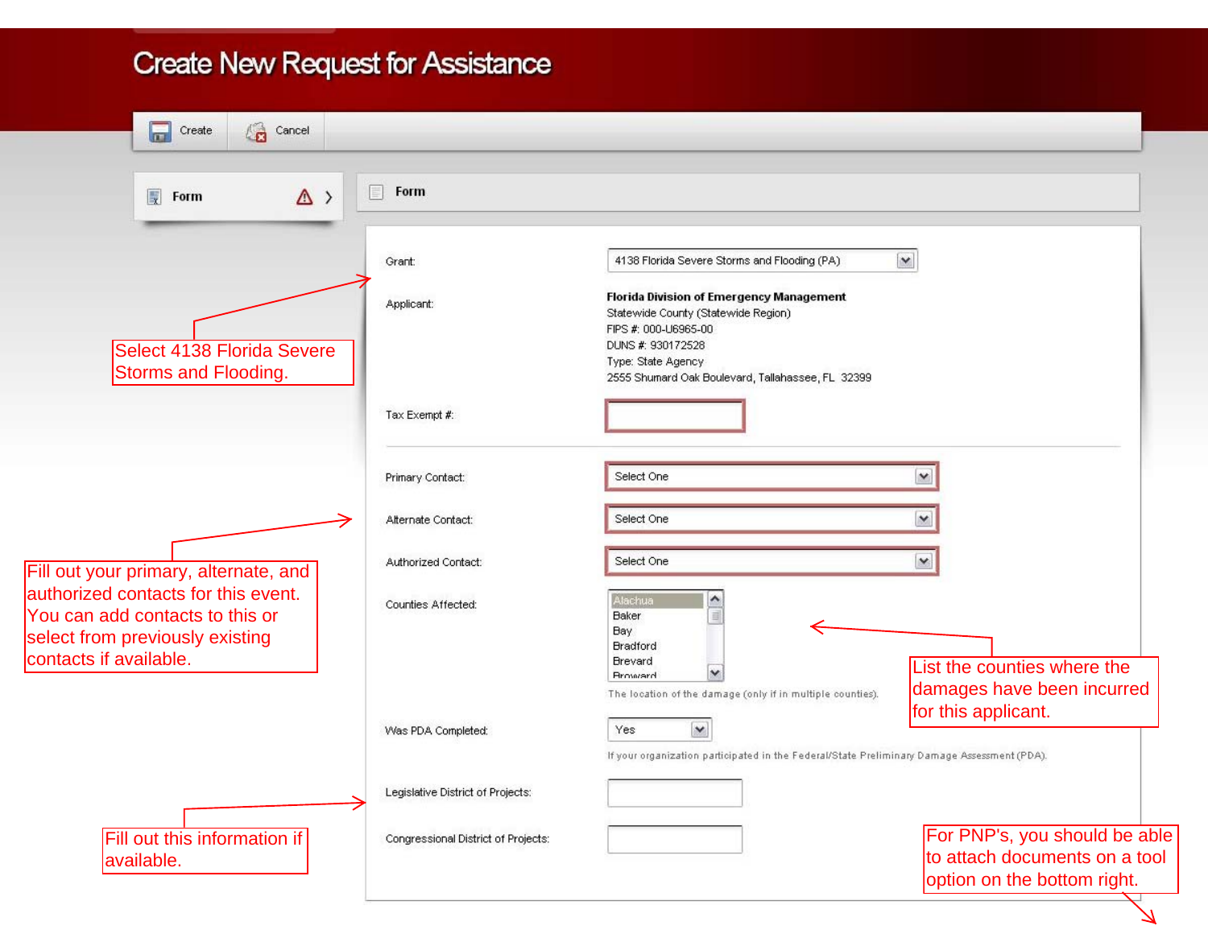# Create New Request for Assistance

Create | Cancel

**Form**

**Form**

Grant: 4138 Florida Severe Storms and Flooding (PA)

Applicant:
**Florida Division of Emergency Management**
Statewide County (Statewide Region)
FIPS #: 000-U6965-00
DUNS #: 930172528
Type: State Agency
2555 Shumard Oak Boulevard, Tallahassee, FL 32399

Tax Exempt #:

Primary Contact: Select One

Alternate Contact: Select One

Authorized Contact: Select One

Counties Affected:
- Alachua
- Baker
- Bay
- Bradford
- Brevard
- Broward

The location of the damage (only if in multiple counties).

Was PDA Completed: Yes

If your organization participated in the Federal/State Preliminary Damage Assessment (PDA).

Legislative District of Projects:

Congressional District of Projects:

---

Select 4138 Florida Severe Storms and Flooding.

Fill out your primary, alternate, and authorized contacts for this event. You can add contacts to this or select from previously existing contacts if available.

List the counties where the damages have been incurred for this applicant.

Fill out this information if available.

For PNP's, you should be able to attach documents on a tool option on the bottom right.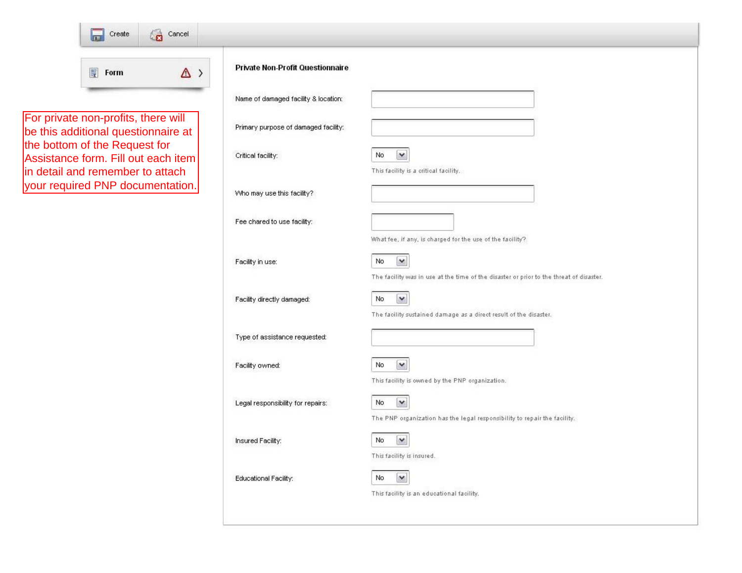Create | Cancel

Form

For private non-profits, there will be this additional questionnaire at the bottom of the Request for Assistance form. Fill out each item in detail and remember to attach your required PNP documentation.

**Private Non-Profit Questionnaire**

Name of damaged facility & location:

Primary purpose of damaged facility:

Critical facility: No
This facility is a critical facility.

Who may use this facility?

Fee chared to use facility:
What fee, if any, is charged for the use of the facility?

Facility in use: No
The facility was in use at the time of the disaster or prior to the threat of disaster.

Facility directly damaged: No
The facility sustained damage as a direct result of the disaster.

Type of assistance requested:

Facility owned: No
This facility is owned by the PNP organization.

Legal responsibility for repairs: No
The PNP organization has the legal responsibility to repair the facility.

Insured Facility: No
This facility is insured.

Educational Facility: No
This facility is an educational facility.